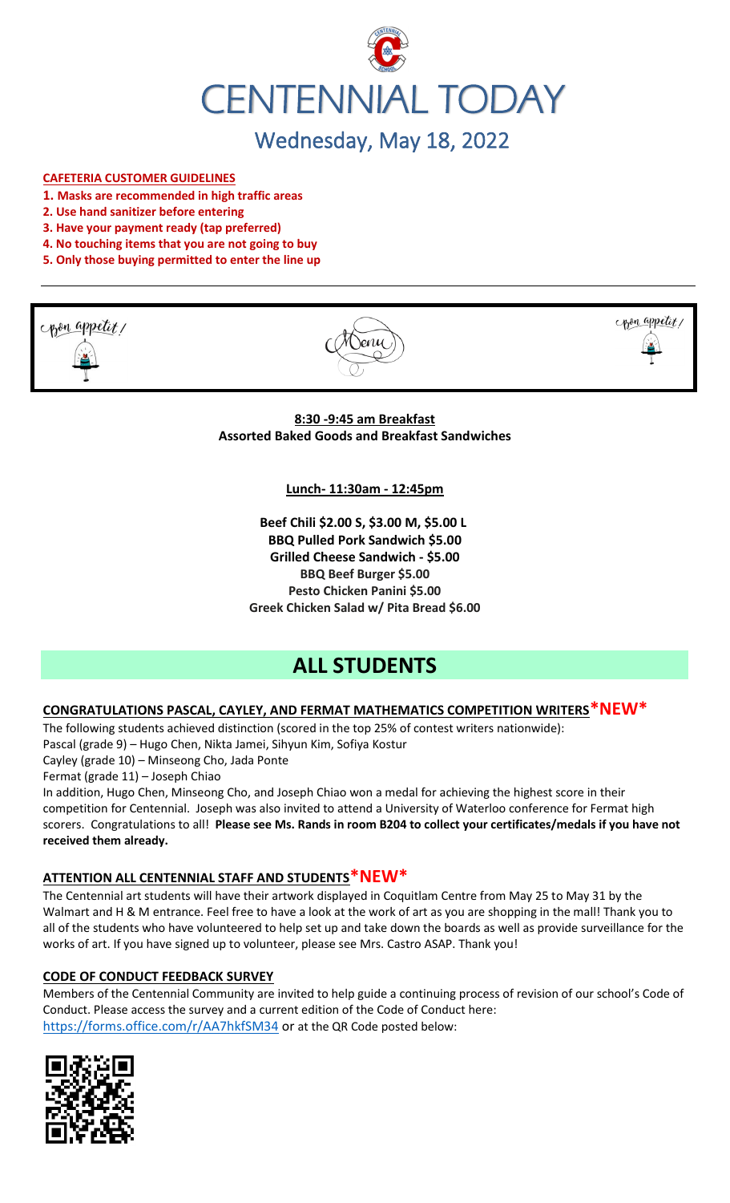# CENTENNIAL TODAY

## Wednesday, May 18, 2022

**CAFETERIA CUSTOMER GUIDELINES**

1. **Masks are recommended in high traffic areas**
2. **Use hand sanitizer before entering**
3. **Have your payment ready (tap preferred)**
4. **No touching items that you are not going to buy**
5. **Only those buying permitted to enter the line up**

Bon appetit! Menu Bon appetit!

**8:30 -9:45 am Breakfast**
**Assorted Baked Goods and Breakfast Sandwiches**

**Lunch- 11:30am - 12:45pm**

**Beef Chili $2.00 S, $3.00 M, $5.00 L**
**BBQ Pulled Pork Sandwich $5.00**
**Grilled Cheese Sandwich - $5.00**
**BBQ Beef Burger $5.00**
**Pesto Chicken Panini $5.00**
**Greek Chicken Salad w/ Pita Bread $6.00**

# ALL STUDENTS

### CONGRATULATIONS PASCAL, CAYLEY, AND FERMAT MATHEMATICS COMPETITION WRITERS*NEW*

The following students achieved distinction (scored in the top 25% of contest writers nationwide):
Pascal (grade 9) – Hugo Chen, Nikta Jamei, Sihyun Kim, Sofiya Kostur
Cayley (grade 10) – Minseong Cho, Jada Ponte
Fermat (grade 11) – Joseph Chiao

In addition, Hugo Chen, Minseong Cho, and Joseph Chiao won a medal for achieving the highest score in their competition for Centennial. Joseph was also invited to attend a University of Waterloo conference for Fermat high scorers. Congratulations to all! **Please see Ms. Rands in room B204 to collect your certificates/medals if you have not received them already.**

### ATTENTION ALL CENTENNIAL STAFF AND STUDENTS*NEW*

The Centennial art students will have their artwork displayed in Coquitlam Centre from May 25 to May 31 by the Walmart and H & M entrance. Feel free to have a look at the work of art as you are shopping in the mall! Thank you to all of the students who have volunteered to help set up and take down the boards as well as provide surveillance for the works of art. If you have signed up to volunteer, please see Mrs. Castro ASAP. Thank you!

### CODE OF CONDUCT FEEDBACK SURVEY

Members of the Centennial Community are invited to help guide a continuing process of revision of our school's Code of Conduct. Please access the survey and a current edition of the Code of Conduct here: https://forms.office.com/r/AA7hkfSM34 or at the QR Code posted below: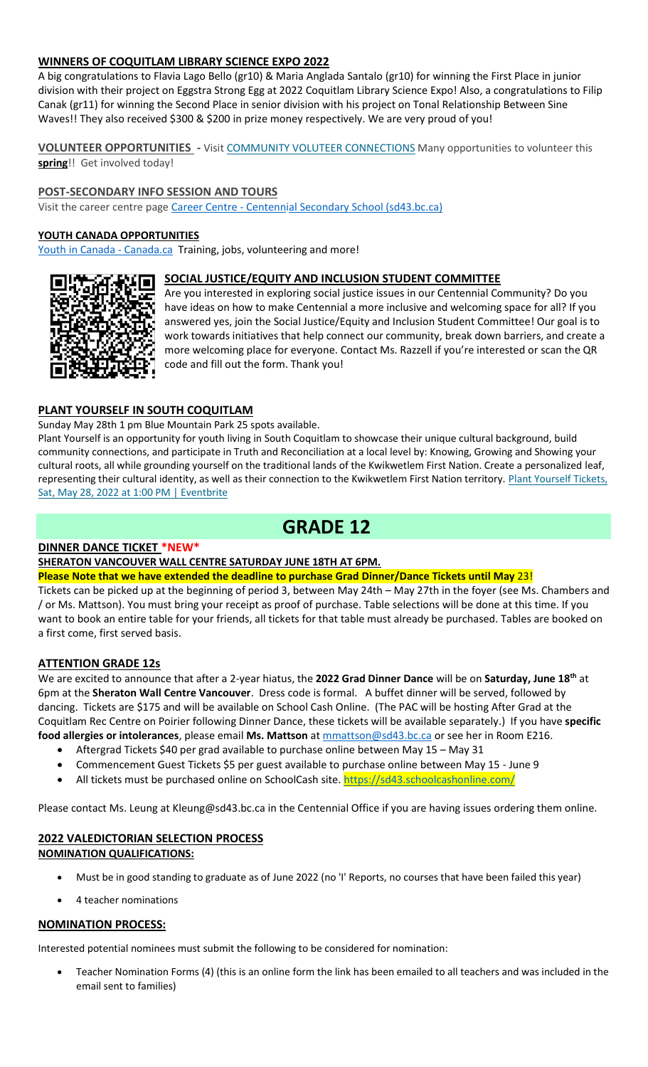**WINNERS OF COQUITLAM LIBRARY SCIENCE EXPO 2022**

A big congratulations to Flavia Lago Bello (gr10) & Maria Anglada Santalo (gr10) for winning the First Place in junior division with their project on Eggstra Strong Egg at 2022 Coquitlam Library Science Expo! Also, a congratulations to Filip Canak (gr11) for winning the Second Place in senior division with his project on Tonal Relationship Between Sine Waves!! They also received $300 & $200 in prize money respectively. We are very proud of you!

**VOLUNTEER OPPORTUNITIES** - Visit COMMUNITY VOLUTEER CONNECTIONS Many opportunities to volunteer this **spring**!! Get involved today!

**POST-SECONDARY INFO SESSION AND TOURS**

Visit the career centre page Career Centre - Centennial Secondary School (sd43.bc.ca)

**YOUTH CANADA OPPORTUNITIES**

Youth in Canada - Canada.ca Training, jobs, volunteering and more!

**SOCIAL JUSTICE/EQUITY AND INCLUSION STUDENT COMMITTEE**

Are you interested in exploring social justice issues in our Centennial Community? Do you have ideas on how to make Centennial a more inclusive and welcoming space for all? If you answered yes, join the Social Justice/Equity and Inclusion Student Committee! Our goal is to work towards initiatives that help connect our community, break down barriers, and create a more welcoming place for everyone. Contact Ms. Razzell if you're interested or scan the QR code and fill out the form. Thank you!

**PLANT YOURSELF IN SOUTH COQUITLAM**

Sunday May 28th 1 pm Blue Mountain Park 25 spots available.

Plant Yourself is an opportunity for youth living in South Coquitlam to showcase their unique cultural background, build community connections, and participate in Truth and Reconciliation at a local level by: Knowing, Growing and Showing your cultural roots, all while grounding yourself on the traditional lands of the Kwikwetlem First Nation. Create a personalized leaf, representing their cultural identity, as well as their connection to the Kwikwetlem First Nation territory. Plant Yourself Tickets, Sat, May 28, 2022 at 1:00 PM | Eventbrite

# GRADE 12

**DINNER DANCE TICKET \*NEW\***

**SHERATON VANCOUVER WALL CENTRE SATURDAY JUNE 18TH AT 6PM.**

**Please Note that we have extended the deadline to purchase Grad Dinner/Dance Tickets until May** 23!

Tickets can be picked up at the beginning of period 3, between May 24th – May 27th in the foyer (see Ms. Chambers and / or Ms. Mattson). You must bring your receipt as proof of purchase. Table selections will be done at this time. If you want to book an entire table for your friends, all tickets for that table must already be purchased. Tables are booked on a first come, first served basis.

**ATTENTION GRADE 12s**

We are excited to announce that after a 2-year hiatus, the **2022 Grad Dinner Dance** will be on **Saturday, June 18th** at 6pm at the **Sheraton Wall Centre Vancouver**. Dress code is formal. A buffet dinner will be served, followed by dancing. Tickets are $175 and will be available on School Cash Online. (The PAC will be hosting After Grad at the Coquitlam Rec Centre on Poirier following Dinner Dance, these tickets will be available separately.) If you have **specific food allergies or intolerances**, please email **Ms. Mattson** at mmattson@sd43.bc.ca or see her in Room E216.

- Aftergrad Tickets $40 per grad available to purchase online between May 15 – May 31
- Commencement Guest Tickets $5 per guest available to purchase online between May 15 - June 9
- All tickets must be purchased online on SchoolCash site. https://sd43.schoolcashonline.com/

Please contact Ms. Leung at Kleung@sd43.bc.ca in the Centennial Office if you are having issues ordering them online.

**2022 VALEDICTORIAN SELECTION PROCESS**

**NOMINATION QUALIFICATIONS:**

- Must be in good standing to graduate as of June 2022 (no 'I' Reports, no courses that have been failed this year)
- 4 teacher nominations

**NOMINATION PROCESS:**

Interested potential nominees must submit the following to be considered for nomination:

- Teacher Nomination Forms (4) (this is an online form the link has been emailed to all teachers and was included in the email sent to families)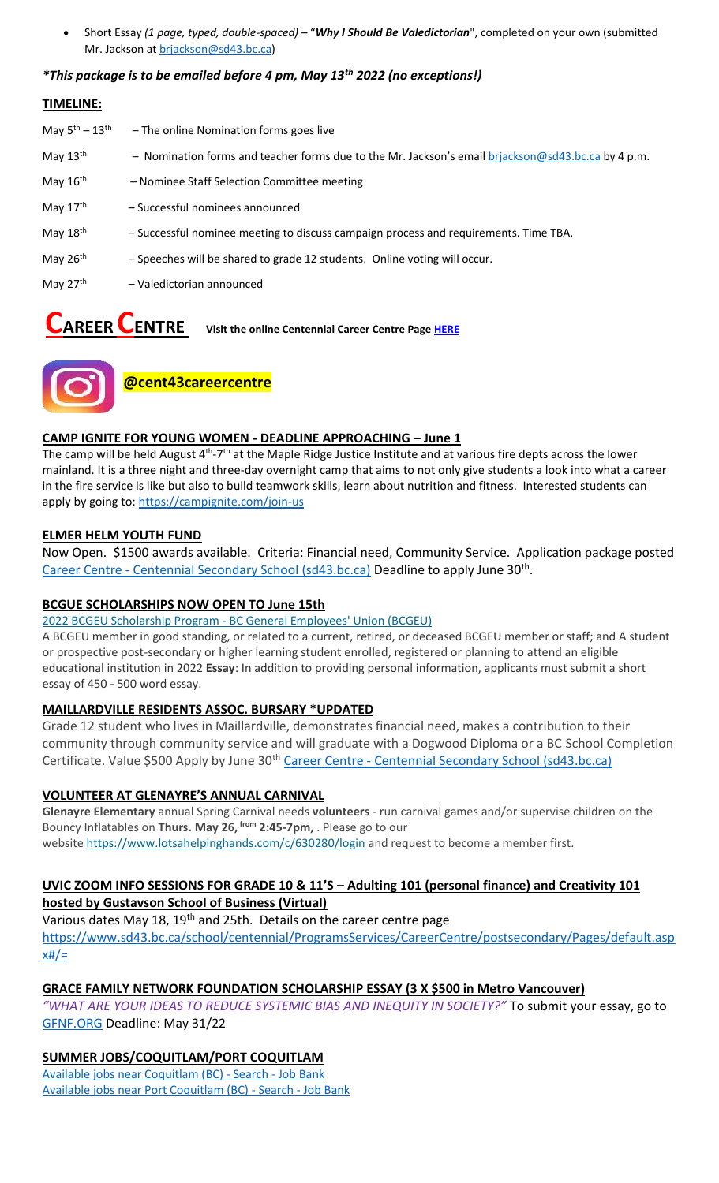- Short Essay *(1 page, typed, double-spaced)* – "***Why I Should Be Valedictorian***", completed on your own (submitted Mr. Jackson at brjackson@sd43.bc.ca)

### *\*This package is to be emailed before 4 pm, May 13th 2022 (no exceptions!)*

**TIMELINE:**

May 5th – 13th – The online Nomination forms goes live

May 13th – Nomination forms and teacher forms due to the Mr. Jackson's email brjackson@sd43.bc.ca by 4 p.m.

May 16th – Nominee Staff Selection Committee meeting

May 17th – Successful nominees announced

May 18th – Successful nominee meeting to discuss campaign process and requirements. Time TBA.

May 26th – Speeches will be shared to grade 12 students. Online voting will occur.

May 27th – Valedictorian announced

# CAREER CENTRE

**Visit the online Centennial Career Centre Page HERE**

**@cent43careercentre**

### CAMP IGNITE FOR YOUNG WOMEN - DEADLINE APPROACHING – June 1

The camp will be held August 4th-7th at the Maple Ridge Justice Institute and at various fire depts across the lower mainland. It is a three night and three-day overnight camp that aims to not only give students a look into what a career in the fire service is like but also to build teamwork skills, learn about nutrition and fitness. Interested students can apply by going to: https://campignite.com/join-us

### ELMER HELM YOUTH FUND

Now Open. $1500 awards available. Criteria: Financial need, Community Service. Application package posted Career Centre - Centennial Secondary School (sd43.bc.ca) Deadline to apply June 30th.

### BCGUE SCHOLARSHIPS NOW OPEN TO June 15th

2022 BCGEU Scholarship Program - BC General Employees' Union (BCGEU)

A BCGEU member in good standing, or related to a current, retired, or deceased BCGEU member or staff; and A student or prospective post-secondary or higher learning student enrolled, registered or planning to attend an eligible educational institution in 2022 **Essay**: In addition to providing personal information, applicants must submit a short essay of 450 - 500 word essay.

### MAILLARDVILLE RESIDENTS ASSOC. BURSARY *UPDATED

Grade 12 student who lives in Maillardville, demonstrates financial need, makes a contribution to their community through community service and will graduate with a Dogwood Diploma or a BC School Completion Certificate. Value $500 Apply by June 30th Career Centre - Centennial Secondary School (sd43.bc.ca)

### VOLUNTEER AT GLENAYRE'S ANNUAL CARNIVAL

**Glenayre Elementary** annual Spring Carnival needs **volunteers** - run carnival games and/or supervise children on the Bouncy Inflatables on **Thurs. May 26, from 2:45-7pm,** . Please go to our website https://www.lotsahelpinghands.com/c/630280/login and request to become a member first.

### UVIC ZOOM INFO SESSIONS FOR GRADE 10 & 11'S – Adulting 101 (personal finance) and Creativity 101 hosted by Gustavson School of Business (Virtual)

Various dates May 18, 19th and 25th. Details on the career centre page https://www.sd43.bc.ca/school/centennial/ProgramsServices/CareerCentre/postsecondary/Pages/default.aspx#/=

### GRACE FAMILY NETWORK FOUNDATION SCHOLARSHIP ESSAY (3 X $500 in Metro Vancouver)

*"WHAT ARE YOUR IDEAS TO REDUCE SYSTEMIC BIAS AND INEQUITY IN SOCIETY?"* To submit your essay, go to GFNF.ORG Deadline: May 31/22

### SUMMER JOBS/COQUITLAM/PORT COQUITLAM

Available jobs near Coquitlam (BC) - Search - Job Bank

Available jobs near Port Coquitlam (BC) - Search - Job Bank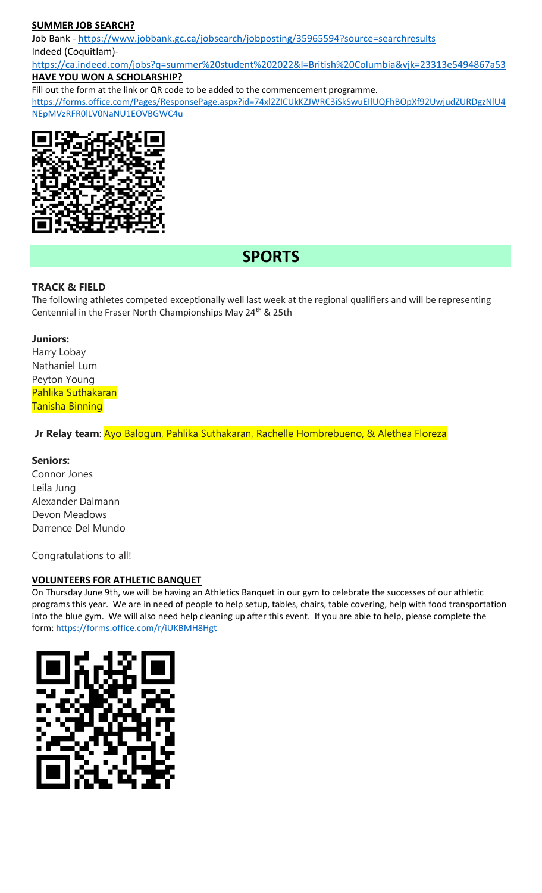**SUMMER JOB SEARCH?**

Job Bank - https://www.jobbank.gc.ca/jobsearch/jobposting/35965594?source=searchresults

Indeed (Coquitlam)-

https://ca.indeed.com/jobs?q=summer%20student%202022&l=British%20Columbia&vjk=23313e5494867a53

**HAVE YOU WON A SCHOLARSHIP?**

Fill out the form at the link or QR code to be added to the commencement programme.

https://forms.office.com/Pages/ResponsePage.aspx?id=74xl2ZICUkKZJWRC3iSkSwuEIlUQFhBOpXf92UwjudZURDgzNlU4NEpMVzRFR0lLV0NaNU1EOVBGWC4u

# SPORTS

**TRACK & FIELD**

The following athletes competed exceptionally well last week at the regional qualifiers and will be representing Centennial in the Fraser North Championships May 24th & 25th

**Juniors:**

Harry Lobay
Nathaniel Lum
Peyton Young
Pahlika Suthakaran
Tanisha Binning

**Jr Relay team**: Ayo Balogun, Pahlika Suthakaran, Rachelle Hombrebueno, & Alethea Floreza

**Seniors:**

Connor Jones
Leila Jung
Alexander Dalmann
Devon Meadows
Darrence Del Mundo

Congratulations to all!

**VOLUNTEERS FOR ATHLETIC BANQUET**

On Thursday June 9th, we will be having an Athletics Banquet in our gym to celebrate the successes of our athletic programs this year. We are in need of people to help setup, tables, chairs, table covering, help with food transportation into the blue gym. We will also need help cleaning up after this event. If you are able to help, please complete the form: https://forms.office.com/r/iUKBMH8Hgt